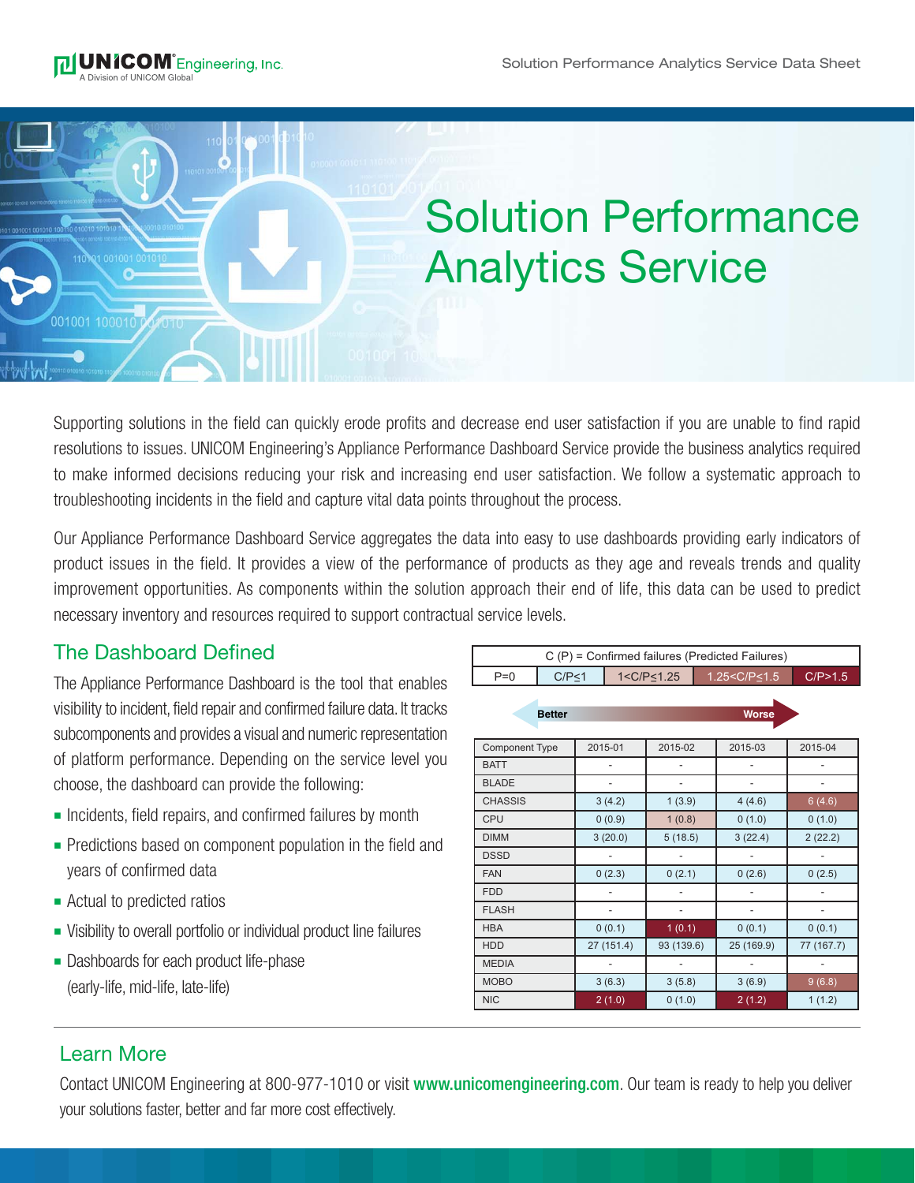# Solution Performance Analytics Service

Supporting solutions in the field can quickly erode profits and decrease end user satisfaction if you are unable to find rapid resolutions to issues. UNICOM Engineering's Appliance Performance Dashboard Service provide the business analytics required to make informed decisions reducing your risk and increasing end user satisfaction. We follow a systematic approach to troubleshooting incidents in the field and capture vital data points throughout the process.

Our Appliance Performance Dashboard Service aggregates the data into easy to use dashboards providing early indicators of product issues in the field. It provides a view of the performance of products as they age and reveals trends and quality improvement opportunities. As components within the solution approach their end of life, this data can be used to predict necessary inventory and resources required to support contractual service levels.

## The Dashboard Defined

The Appliance Performance Dashboard is the tool that enables visibility to incident, field repair and confirmed failure data. It tracks subcomponents and provides a visual and numeric representation of platform performance. Depending on the service level you choose, the dashboard can provide the following:

- Incidents, field repairs, and confirmed failures by month
- Predictions based on component population in the field and years of confirmed data
- Actual to predicted ratios
- Visibility to overall portfolio or individual product line failures
- Dashboards for each product life-phase (early-life, mid-life, late-life)

C (P) = Confirmed failures (Predicted Failures)

| P=0 | C/P≤1 | 1<C/P≤1.25 | 1.25<C/P≤1.5 | C/P>1.5 |
|---|---|---|---|---|

Better → Worse

| Component Type | 2015-01 | 2015-02 | 2015-03 | 2015-04 |
|---|---|---|---|---|
| BATT | - | - | - | - |
| BLADE | - | - | - | - |
| CHASSIS | 3 (4.2) | 1 (3.9) | 4 (4.6) | 6 (4.6) |
| CPU | 0 (0.9) | 1 (0.8) | 0 (1.0) | 0 (1.0) |
| DIMM | 3 (20.0) | 5 (18.5) | 3 (22.4) | 2 (22.2) |
| DSSD | - | - | - | - |
| FAN | 0 (2.3) | 0 (2.1) | 0 (2.6) | 0 (2.5) |
| FDD | - | - | - | - |
| FLASH | - | - | - | - |
| HBA | 0 (0.1) | 1 (0.1) | 0 (0.1) | 0 (0.1) |
| HDD | 27 (151.4) | 93 (139.6) | 25 (169.9) | 77 (167.7) |
| MEDIA | - | - | - | - |
| MOBO | 3 (6.3) | 3 (5.8) | 3 (6.9) | 9 (6.8) |
| NIC | 2 (1.0) | 0 (1.0) | 2 (1.2) | 1 (1.2) |

## Learn More

Contact UNICOM Engineering at 800-977-1010 or visit **www.unicomengineering.com**. Our team is ready to help you deliver your solutions faster, better and far more cost effectively.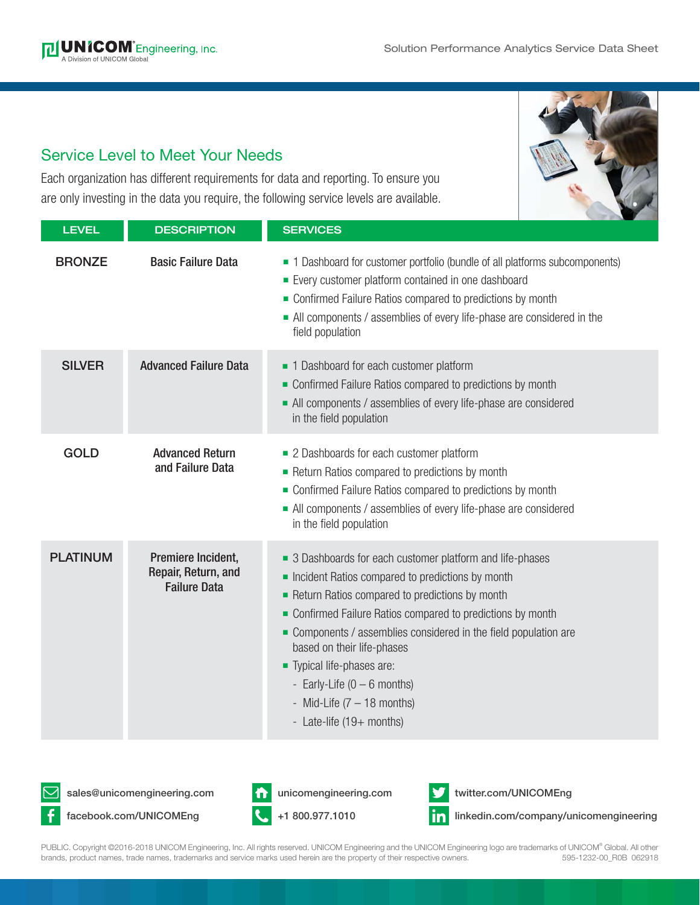## Service Level to Meet Your Needs

Each organization has different requirements for data and reporting. To ensure you are only investing in the data you require, the following service levels are available.

| LEVEL | DESCRIPTION | SERVICES |
|---|---|---|
| BRONZE | Basic Failure Data | ▪ 1 Dashboard for customer portfolio (bundle of all platforms subcomponents)<br>▪ Every customer platform contained in one dashboard<br>▪ Confirmed Failure Ratios compared to predictions by month<br>▪ All components / assemblies of every life-phase are considered in the field population |
| SILVER | Advanced Failure Data | ▪ 1 Dashboard for each customer platform<br>▪ Confirmed Failure Ratios compared to predictions by month<br>▪ All components / assemblies of every life-phase are considered in the field population |
| GOLD | Advanced Return and Failure Data | ▪ 2 Dashboards for each customer platform<br>▪ Return Ratios compared to predictions by month<br>▪ Confirmed Failure Ratios compared to predictions by month<br>▪ All components / assemblies of every life-phase are considered in the field population |
| PLATINUM | Premiere Incident, Repair, Return, and Failure Data | ▪ 3 Dashboards for each customer platform and life-phases<br>▪ Incident Ratios compared to predictions by month<br>▪ Return Ratios compared to predictions by month<br>▪ Confirmed Failure Ratios compared to predictions by month<br>▪ Components / assemblies considered in the field population are based on their life-phases<br>▪ Typical life-phases are:<br>- Early-Life (0 – 6 months)<br>- Mid-Life (7 – 18 months)<br>- Late-life (19+ months) |

sales@unicomengineering.com
facebook.com/UNICOMEng
unicomengineering.com
+1 800.977.1010
twitter.com/UNICOMEng
linkedin.com/company/unicomengineering

PUBLIC. Copyright ©2016-2018 UNICOM Engineering, Inc. All rights reserved. UNICOM Engineering and the UNICOM Engineering logo are trademarks of UNICOM® Global. All other brands, product names, trade names, trademarks and service marks used herein are the property of their respective owners. 595-1232-00_R0B 062918